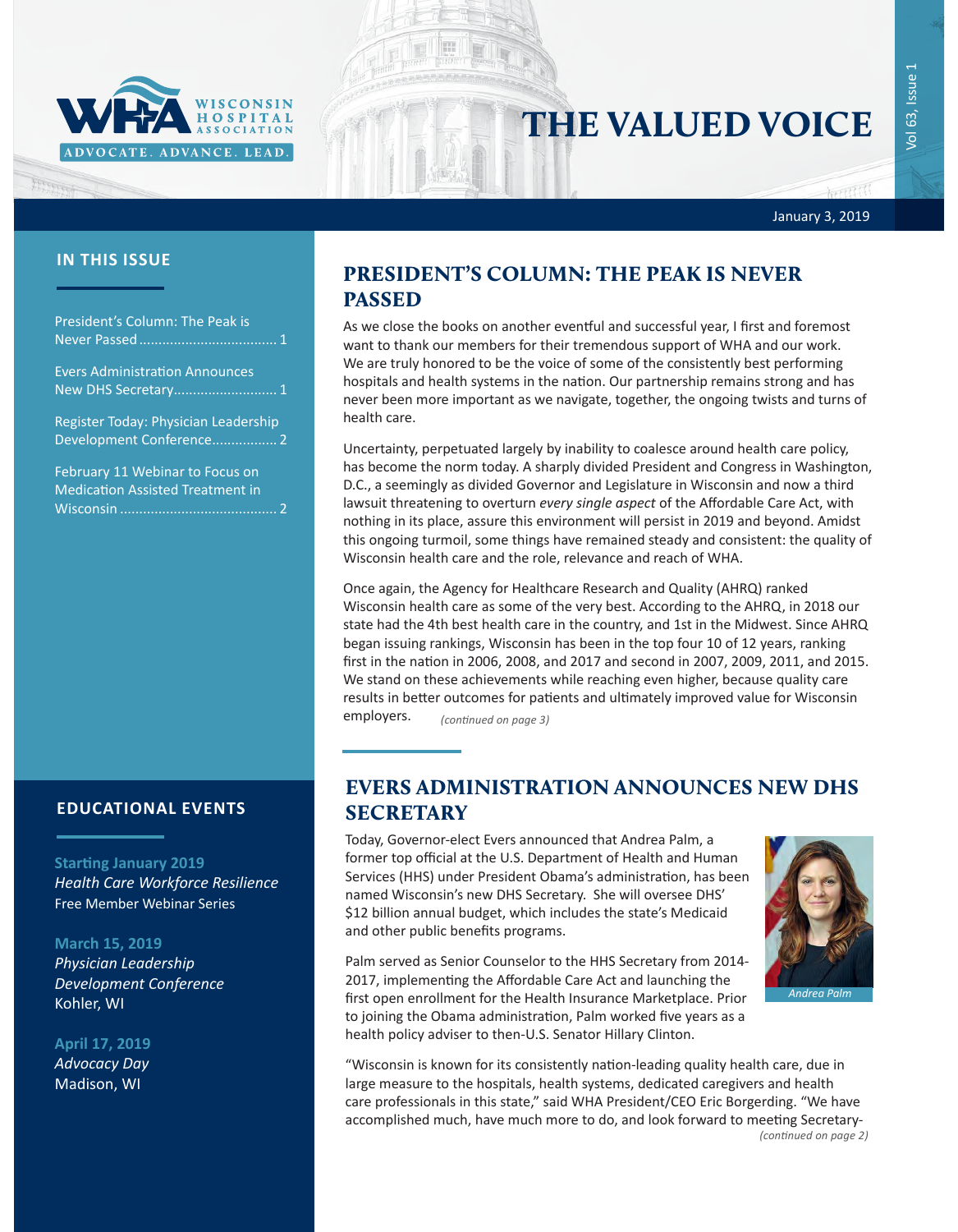# THE VALUED VOICE

January 3, 2019

## IN THIS ISSUE

President's Column: The Peak is Never Passed .................................... 1

Evers Administration Announces New DHS Secretary........................... 1

Register Today: Physician Leadership Development Conference................. 2

February 11 Webinar to Focus on Medication Assisted Treatment in Wisconsin ......................................... 2

## EDUCATIONAL EVENTS

**Starting January 2019**
*Health Care Workforce Resilience*
Free Member Webinar Series

**March 15, 2019**
*Physician Leadership Development Conference*
Kohler, WI

**April 17, 2019**
*Advocacy Day*
Madison, WI

## PRESIDENT'S COLUMN: THE PEAK IS NEVER PASSED

As we close the books on another eventful and successful year, I first and foremost want to thank our members for their tremendous support of WHA and our work. We are truly honored to be the voice of some of the consistently best performing hospitals and health systems in the nation. Our partnership remains strong and has never been more important as we navigate, together, the ongoing twists and turns of health care.

Uncertainty, perpetuated largely by inability to coalesce around health care policy, has become the norm today. A sharply divided President and Congress in Washington, D.C., a seemingly as divided Governor and Legislature in Wisconsin and now a third lawsuit threatening to overturn *every single aspect* of the Affordable Care Act, with nothing in its place, assure this environment will persist in 2019 and beyond. Amidst this ongoing turmoil, some things have remained steady and consistent: the quality of Wisconsin health care and the role, relevance and reach of WHA.

Once again, the Agency for Healthcare Research and Quality (AHRQ) ranked Wisconsin health care as some of the very best. According to the AHRQ, in 2018 our state had the 4th best health care in the country, and 1st in the Midwest. Since AHRQ began issuing rankings, Wisconsin has been in the top four 10 of 12 years, ranking first in the nation in 2006, 2008, and 2017 and second in 2007, 2009, 2011, and 2015. We stand on these achievements while reaching even higher, because quality care results in better outcomes for patients and ultimately improved value for Wisconsin employers. *(continued on page 3)*

## EVERS ADMINISTRATION ANNOUNCES NEW DHS SECRETARY

Today, Governor-elect Evers announced that Andrea Palm, a former top official at the U.S. Department of Health and Human Services (HHS) under President Obama's administration, has been named Wisconsin's new DHS Secretary. She will oversee DHS' $12 billion annual budget, which includes the state's Medicaid and other public benefits programs.

*Andrea Palm*

Palm served as Senior Counselor to the HHS Secretary from 2014-2017, implementing the Affordable Care Act and launching the first open enrollment for the Health Insurance Marketplace. Prior to joining the Obama administration, Palm worked five years as a health policy adviser to then-U.S. Senator Hillary Clinton.

"Wisconsin is known for its consistently nation-leading quality health care, due in large measure to the hospitals, health systems, dedicated caregivers and health care professionals in this state," said WHA President/CEO Eric Borgerding. "We have accomplished much, have much more to do, and look forward to meeting Secretary- *(continued on page 2)*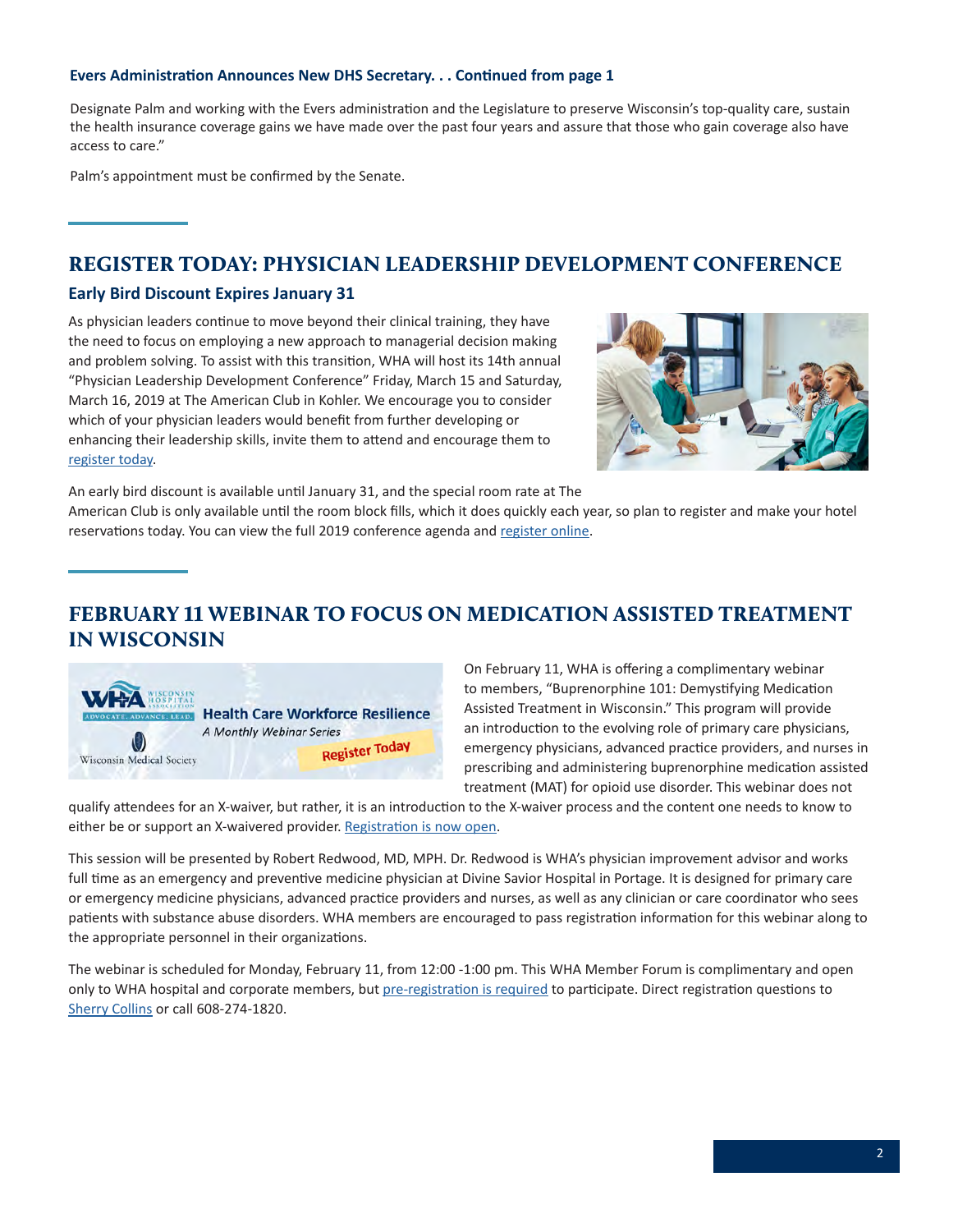**Evers Administration Announces New DHS Secretary. . . Continued from page 1**

Designate Palm and working with the Evers administration and the Legislature to preserve Wisconsin's top-quality care, sustain the health insurance coverage gains we have made over the past four years and assure that those who gain coverage also have access to care."

Palm's appointment must be confirmed by the Senate.

## REGISTER TODAY: PHYSICIAN LEADERSHIP DEVELOPMENT CONFERENCE

### Early Bird Discount Expires January 31

As physician leaders continue to move beyond their clinical training, they have the need to focus on employing a new approach to managerial decision making and problem solving. To assist with this transition, WHA will host its 14th annual "Physician Leadership Development Conference" Friday, March 15 and Saturday, March 16, 2019 at The American Club in Kohler. We encourage you to consider which of your physician leaders would benefit from further developing or enhancing their leadership skills, invite them to attend and encourage them to register today.

An early bird discount is available until January 31, and the special room rate at The American Club is only available until the room block fills, which it does quickly each year, so plan to register and make your hotel reservations today. You can view the full 2019 conference agenda and register online.

## FEBRUARY 11 WEBINAR TO FOCUS ON MEDICATION ASSISTED TREATMENT IN WISCONSIN

On February 11, WHA is offering a complimentary webinar to members, "Buprenorphine 101: Demystifying Medication Assisted Treatment in Wisconsin." This program will provide an introduction to the evolving role of primary care physicians, emergency physicians, advanced practice providers, and nurses in prescribing and administering buprenorphine medication assisted treatment (MAT) for opioid use disorder. This webinar does not qualify attendees for an X-waiver, but rather, it is an introduction to the X-waiver process and the content one needs to know to either be or support an X-waivered provider. Registration is now open.

This session will be presented by Robert Redwood, MD, MPH. Dr. Redwood is WHA's physician improvement advisor and works full time as an emergency and preventive medicine physician at Divine Savior Hospital in Portage. It is designed for primary care or emergency medicine physicians, advanced practice providers and nurses, as well as any clinician or care coordinator who sees patients with substance abuse disorders. WHA members are encouraged to pass registration information for this webinar along to the appropriate personnel in their organizations.

The webinar is scheduled for Monday, February 11, from 12:00 -1:00 pm. This WHA Member Forum is complimentary and open only to WHA hospital and corporate members, but pre-registration is required to participate. Direct registration questions to Sherry Collins or call 608-274-1820.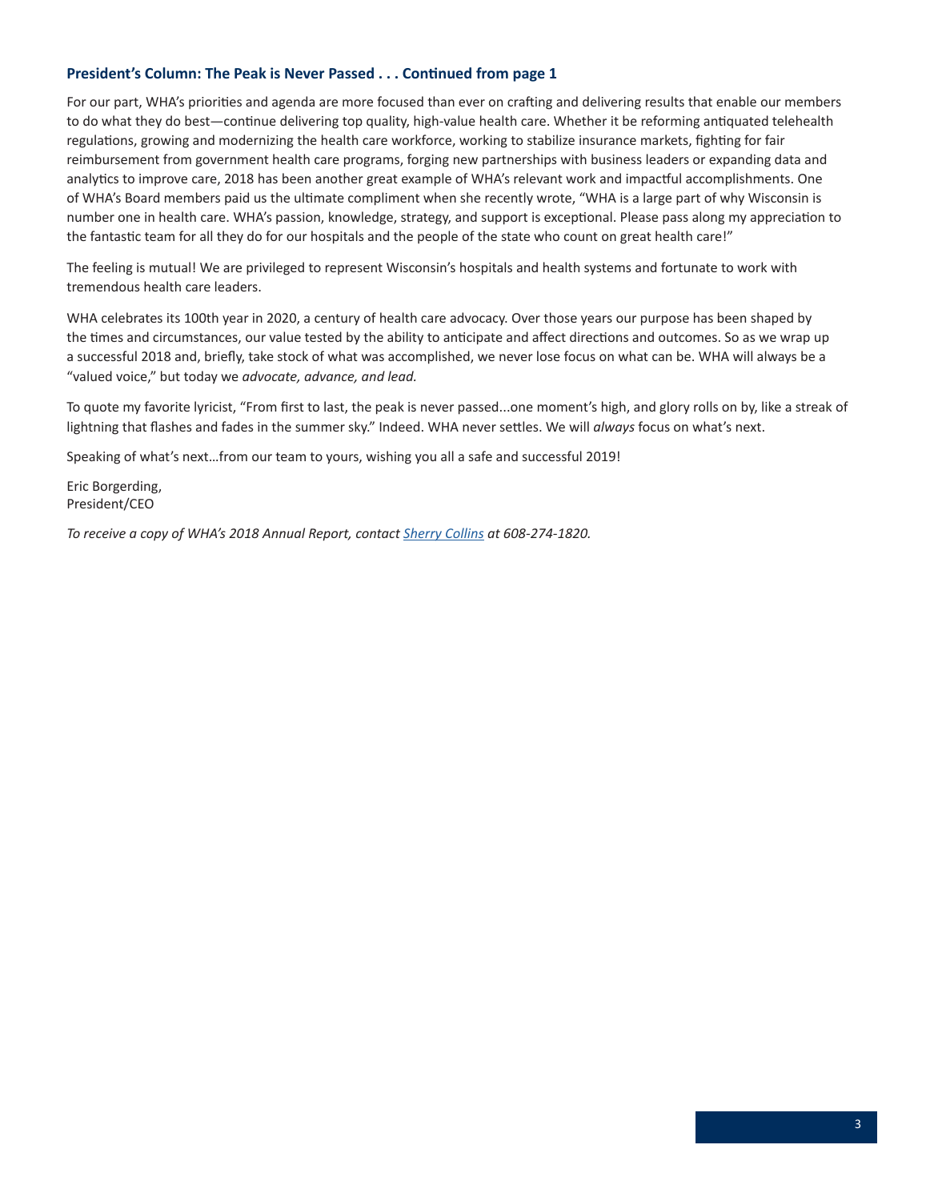### President's Column: The Peak is Never Passed . . . Continued from page 1

For our part, WHA's priorities and agenda are more focused than ever on crafting and delivering results that enable our members to do what they do best—continue delivering top quality, high-value health care. Whether it be reforming antiquated telehealth regulations, growing and modernizing the health care workforce, working to stabilize insurance markets, fighting for fair reimbursement from government health care programs, forging new partnerships with business leaders or expanding data and analytics to improve care, 2018 has been another great example of WHA's relevant work and impactful accomplishments. One of WHA's Board members paid us the ultimate compliment when she recently wrote, "WHA is a large part of why Wisconsin is number one in health care. WHA's passion, knowledge, strategy, and support is exceptional. Please pass along my appreciation to the fantastic team for all they do for our hospitals and the people of the state who count on great health care!"

The feeling is mutual! We are privileged to represent Wisconsin's hospitals and health systems and fortunate to work with tremendous health care leaders.

WHA celebrates its 100th year in 2020, a century of health care advocacy. Over those years our purpose has been shaped by the times and circumstances, our value tested by the ability to anticipate and affect directions and outcomes. So as we wrap up a successful 2018 and, briefly, take stock of what was accomplished, we never lose focus on what can be. WHA will always be a "valued voice," but today we *advocate, advance, and lead.*

To quote my favorite lyricist, "From first to last, the peak is never passed...one moment's high, and glory rolls on by, like a streak of lightning that flashes and fades in the summer sky." Indeed. WHA never settles. We will *always* focus on what's next.

Speaking of what's next…from our team to yours, wishing you all a safe and successful 2019!

Eric Borgerding,
President/CEO

*To receive a copy of WHA's 2018 Annual Report, contact Sherry Collins at 608-274-1820.*